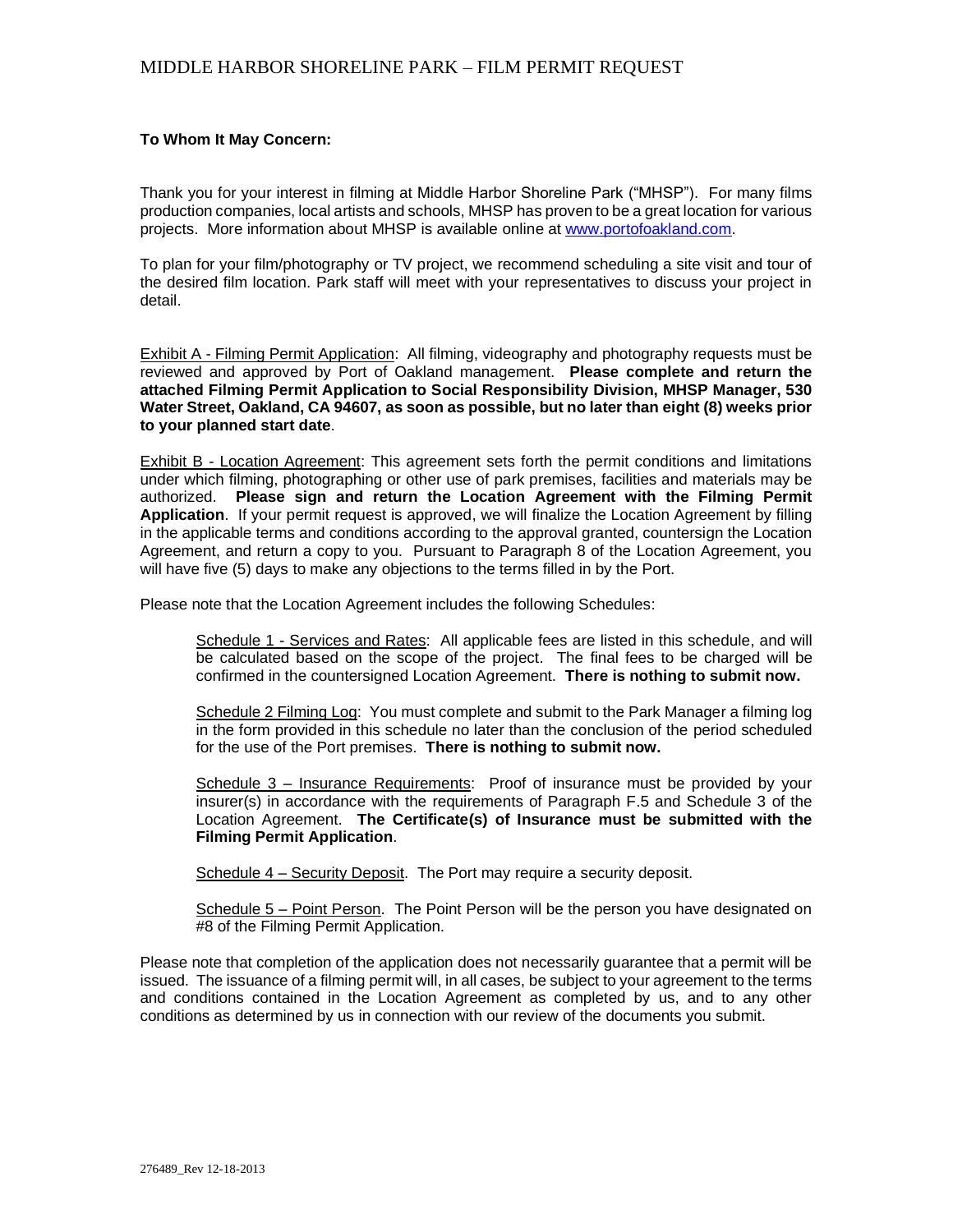# MIDDLE HARBOR SHORELINE PARK – FILM PERMIT REQUEST

**To Whom It May Concern:**

Thank you for your interest in filming at Middle Harbor Shoreline Park ("MHSP"). For many films production companies, local artists and schools, MHSP has proven to be a great location for various projects. More information about MHSP is available online at [www.portofoakland.com](www.portofoakland.com).

To plan for your film/photography or TV project, we recommend scheduling a site visit and tour of the desired film location. Park staff will meet with your representatives to discuss your project in detail.

Exhibit A - Filming Permit Application: All filming, videography and photography requests must be reviewed and approved by Port of Oakland management. **Please complete and return the attached Filming Permit Application to Social Responsibility Division, MHSP Manager, 530 Water Street, Oakland, CA 94607, as soon as possible, but no later than eight (8) weeks prior to your planned start date**.

Exhibit B - Location Agreement: This agreement sets forth the permit conditions and limitations under which filming, photographing or other use of park premises, facilities and materials may be authorized. **Please sign and return the Location Agreement with the Filming Permit Application**. If your permit request is approved, we will finalize the Location Agreement by filling in the applicable terms and conditions according to the approval granted, countersign the Location Agreement, and return a copy to you. Pursuant to Paragraph 8 of the Location Agreement, you will have five (5) days to make any objections to the terms filled in by the Port.

Please note that the Location Agreement includes the following Schedules:

> Schedule 1 - Services and Rates: All applicable fees are listed in this schedule, and will be calculated based on the scope of the project. The final fees to be charged will be confirmed in the countersigned Location Agreement. **There is nothing to submit now.**
>
> Schedule 2 Filming Log: You must complete and submit to the Park Manager a filming log in the form provided in this schedule no later than the conclusion of the period scheduled for the use of the Port premises. **There is nothing to submit now.**
>
> Schedule 3 – Insurance Requirements: Proof of insurance must be provided by your insurer(s) in accordance with the requirements of Paragraph F.5 and Schedule 3 of the Location Agreement. **The Certificate(s) of Insurance must be submitted with the Filming Permit Application**.
>
> Schedule 4 – Security Deposit. The Port may require a security deposit.
>
> Schedule 5 – Point Person. The Point Person will be the person you have designated on #8 of the Filming Permit Application.

Please note that completion of the application does not necessarily guarantee that a permit will be issued. The issuance of a filming permit will, in all cases, be subject to your agreement to the terms and conditions contained in the Location Agreement as completed by us, and to any other conditions as determined by us in connection with our review of the documents you submit.

276489_Rev 12-18-2013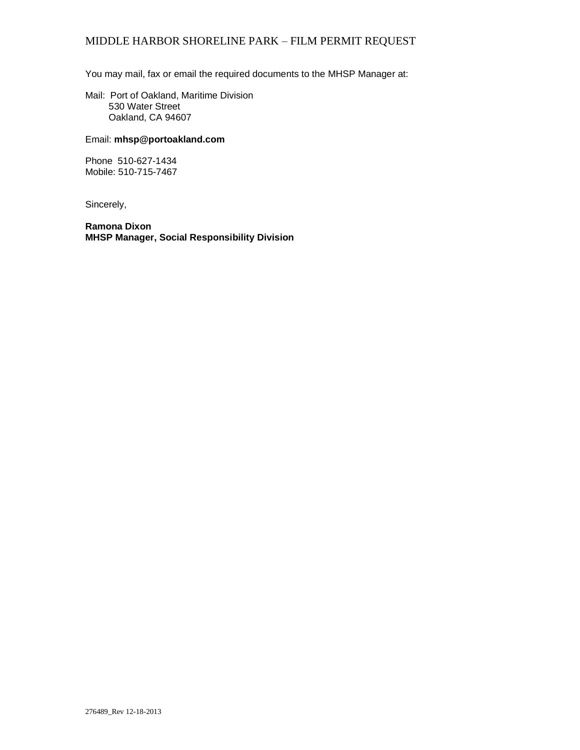You may mail, fax or email the required documents to the MHSP Manager at:

Mail: Port of Oakland, Maritime Division
530 Water Street
Oakland, CA 94607

Email: **mhsp@portoakland.com**

Phone 510-627-1434
Mobile: 510-715-7467

Sincerely,

**Ramona Dixon**
**MHSP Manager, Social Responsibility Division**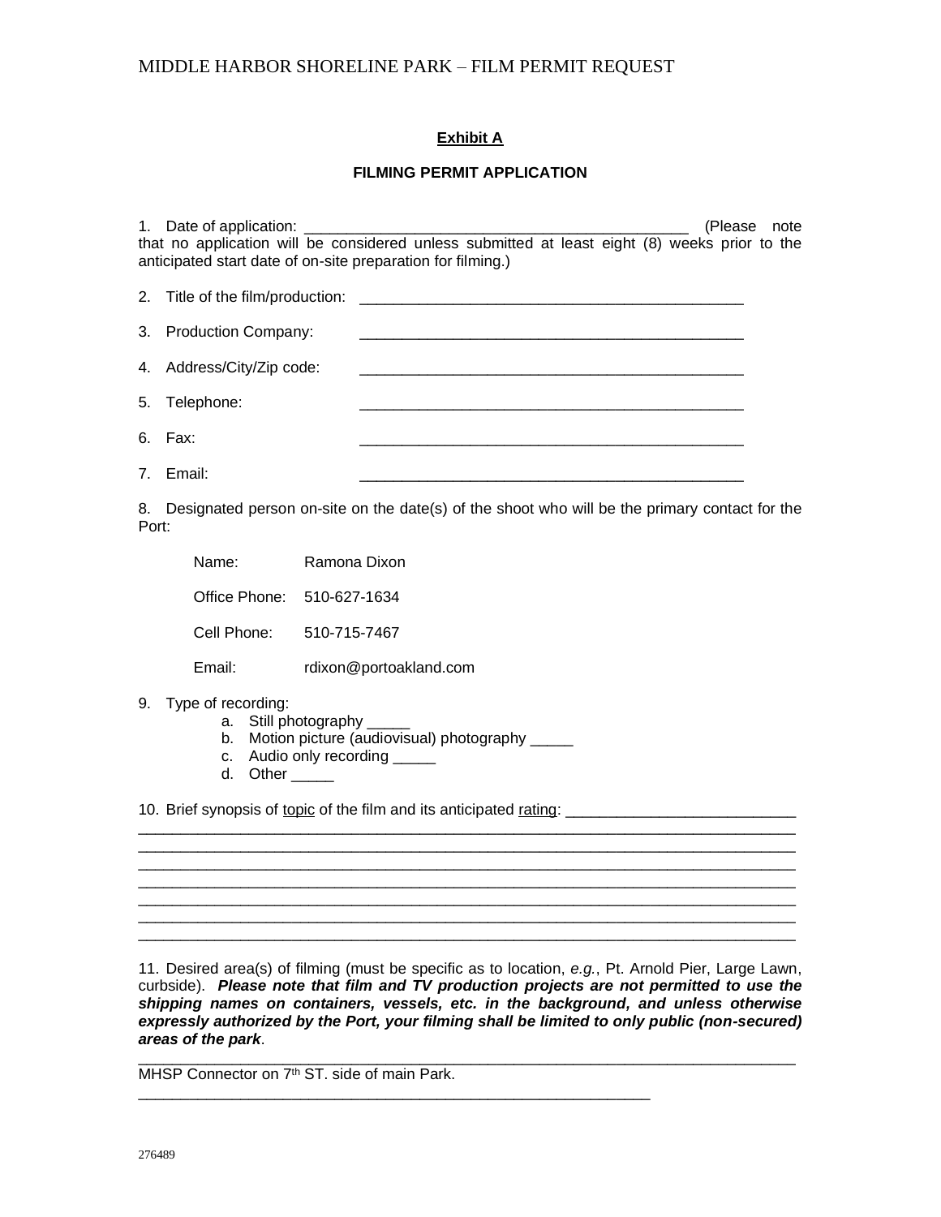**Exhibit A**

**FILMING PERMIT APPLICATION**

1. Date of application: _____________________________________________ (Please note that no application will be considered unless submitted at least eight (8) weeks prior to the anticipated start date of on-site preparation for filming.)

2. Title of the film/production: _____________________________________________

3. Production Company: _____________________________________________

4. Address/City/Zip code: _____________________________________________

5. Telephone: _____________________________________________

6. Fax: _____________________________________________

7. Email: _____________________________________________

8. Designated person on-site on the date(s) of the shoot who will be the primary contact for the Port:

   Name: Ramona Dixon

   Office Phone: 510-627-1634

   Cell Phone: 510-715-7467

   Email: rdixon@portoakland.com

9. Type of recording:
   a. Still photography _____
   b. Motion picture (audiovisual) photography _____
   c. Audio only recording _____
   d. Other _____

10. Brief synopsis of topic of the film and its anticipated rating: __________________________
_______________________________________________________________________________
_______________________________________________________________________________
_______________________________________________________________________________
_______________________________________________________________________________
_______________________________________________________________________________
_______________________________________________________________________________
_______________________________________________________________________________

11. Desired area(s) of filming (must be specific as to location, *e.g.*, Pt. Arnold Pier, Large Lawn, curbside). ***Please note that film and TV production projects are not permitted to use the shipping names on containers, vessels, etc. in the background, and unless otherwise expressly authorized by the Port, your filming shall be limited to only public (non-secured) areas of the park***.

_______________________________________________________________________________
MHSP Connector on 7th ST. side of main Park.
_____________________________________________________________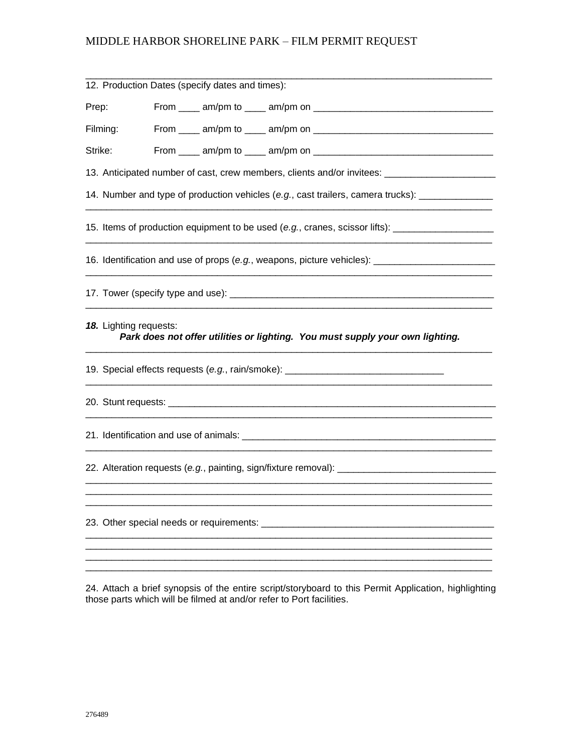12. Production Dates (specify dates and times):

Prep: From ____ am/pm to ____ am/pm on ________________________________

Filming: From ____ am/pm to ____ am/pm on ________________________________

Strike: From ____ am/pm to ____ am/pm on ________________________________

13. Anticipated number of cast, crew members, clients and/or invitees: ____________________

14. Number and type of production vehicles (*e.g.*, cast trailers, camera trucks): _____________
____________________________________________________________________________

15. Items of production equipment to be used (*e.g.*, cranes, scissor lifts): __________________
____________________________________________________________________________

16. Identification and use of props (*e.g.*, weapons, picture vehicles): ______________________
____________________________________________________________________________

17. Tower (specify type and use): __________________________________________________
____________________________________________________________________________

***18.*** Lighting requests:

***Park does not offer utilities or lighting. You must supply your own lighting.***
____________________________________________________________________________

19. Special effects requests (*e.g.*, rain/smoke): _____________________________
____________________________________________________________________________

20. Stunt requests: _______________________________________________________________
____________________________________________________________________________

21. Identification and use of animals: _______________________________________________
____________________________________________________________________________

22. Alteration requests (*e.g.*, painting, sign/fixture removal): _____________________________
____________________________________________________________________________
____________________________________________________________________________
____________________________________________________________________________

23. Other special needs or requirements: ___________________________________________
____________________________________________________________________________
____________________________________________________________________________
____________________________________________________________________________
____________________________________________________________________________

24. Attach a brief synopsis of the entire script/storyboard to this Permit Application, highlighting those parts which will be filmed at and/or refer to Port facilities.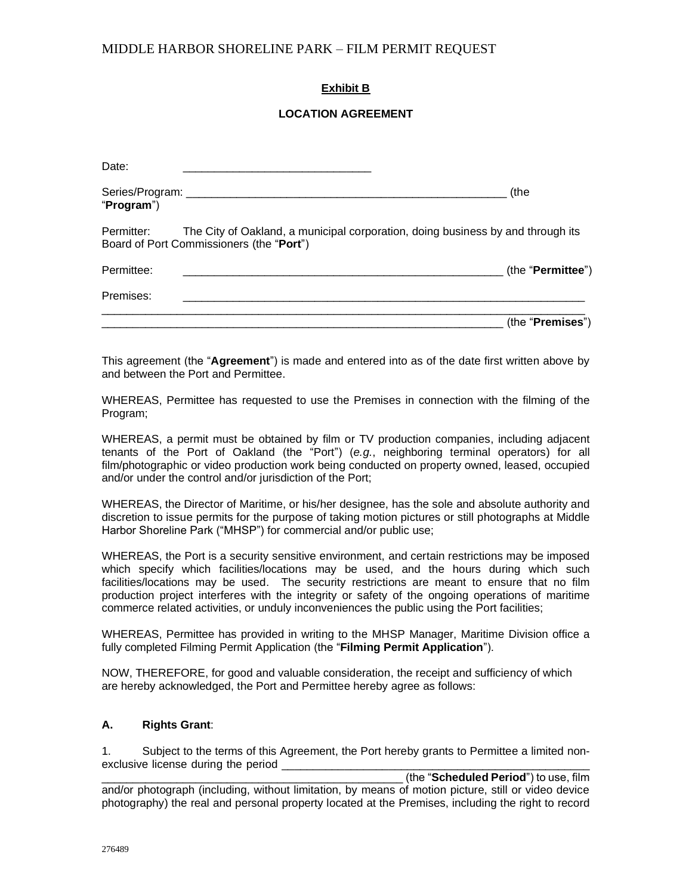**Exhibit B**

**LOCATION AGREEMENT**

Date: ______________________________

Series/Program: ____________________________________________________ (the "**Program**")

Permitter: The City of Oakland, a municipal corporation, doing business by and through its Board of Port Commissioners (the "**Port**")

Permittee: ____________________________________________________ (the "**Permittee**")

Premises: _________________________________________________________________
_________________________________________________________________ (the "**Premises**")

This agreement (the "**Agreement**") is made and entered into as of the date first written above by and between the Port and Permittee.

WHEREAS, Permittee has requested to use the Premises in connection with the filming of the Program;

WHEREAS, a permit must be obtained by film or TV production companies, including adjacent tenants of the Port of Oakland (the "Port") (*e.g.*, neighboring terminal operators) for all film/photographic or video production work being conducted on property owned, leased, occupied and/or under the control and/or jurisdiction of the Port;

WHEREAS, the Director of Maritime, or his/her designee, has the sole and absolute authority and discretion to issue permits for the purpose of taking motion pictures or still photographs at Middle Harbor Shoreline Park ("MHSP") for commercial and/or public use;

WHEREAS, the Port is a security sensitive environment, and certain restrictions may be imposed which specify which facilities/locations may be used, and the hours during which such facilities/locations may be used. The security restrictions are meant to ensure that no film production project interferes with the integrity or safety of the ongoing operations of maritime commerce related activities, or unduly inconveniences the public using the Port facilities;

WHEREAS, Permittee has provided in writing to the MHSP Manager, Maritime Division office a fully completed Filming Permit Application (the "**Filming Permit Application**").

NOW, THEREFORE, for good and valuable consideration, the receipt and sufficiency of which are hereby acknowledged, the Port and Permittee hereby agree as follows:

**A. Rights Grant**:

1. Subject to the terms of this Agreement, the Port hereby grants to Permittee a limited non-exclusive license during the period ____________________________________________________
____________________________________________________ (the "**Scheduled Period**") to use, film and/or photograph (including, without limitation, by means of motion picture, still or video device photography) the real and personal property located at the Premises, including the right to record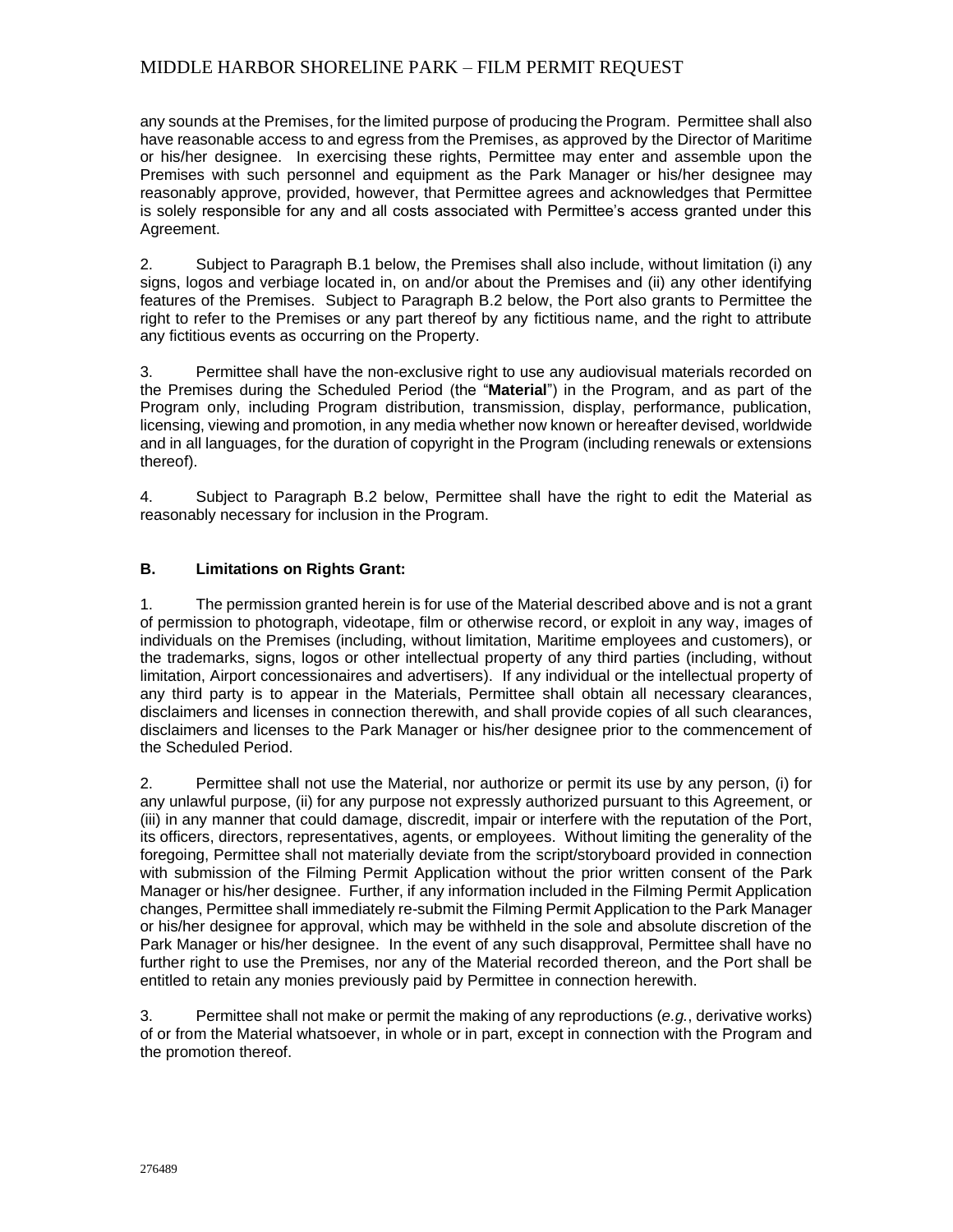any sounds at the Premises, for the limited purpose of producing the Program. Permittee shall also have reasonable access to and egress from the Premises, as approved by the Director of Maritime or his/her designee. In exercising these rights, Permittee may enter and assemble upon the Premises with such personnel and equipment as the Park Manager or his/her designee may reasonably approve, provided, however, that Permittee agrees and acknowledges that Permittee is solely responsible for any and all costs associated with Permittee's access granted under this Agreement.

2. Subject to Paragraph B.1 below, the Premises shall also include, without limitation (i) any signs, logos and verbiage located in, on and/or about the Premises and (ii) any other identifying features of the Premises. Subject to Paragraph B.2 below, the Port also grants to Permittee the right to refer to the Premises or any part thereof by any fictitious name, and the right to attribute any fictitious events as occurring on the Property.

3. Permittee shall have the non-exclusive right to use any audiovisual materials recorded on the Premises during the Scheduled Period (the "**Material**") in the Program, and as part of the Program only, including Program distribution, transmission, display, performance, publication, licensing, viewing and promotion, in any media whether now known or hereafter devised, worldwide and in all languages, for the duration of copyright in the Program (including renewals or extensions thereof).

4. Subject to Paragraph B.2 below, Permittee shall have the right to edit the Material as reasonably necessary for inclusion in the Program.

### B. Limitations on Rights Grant:

1. The permission granted herein is for use of the Material described above and is not a grant of permission to photograph, videotape, film or otherwise record, or exploit in any way, images of individuals on the Premises (including, without limitation, Maritime employees and customers), or the trademarks, signs, logos or other intellectual property of any third parties (including, without limitation, Airport concessionaires and advertisers). If any individual or the intellectual property of any third party is to appear in the Materials, Permittee shall obtain all necessary clearances, disclaimers and licenses in connection therewith, and shall provide copies of all such clearances, disclaimers and licenses to the Park Manager or his/her designee prior to the commencement of the Scheduled Period.

2. Permittee shall not use the Material, nor authorize or permit its use by any person, (i) for any unlawful purpose, (ii) for any purpose not expressly authorized pursuant to this Agreement, or (iii) in any manner that could damage, discredit, impair or interfere with the reputation of the Port, its officers, directors, representatives, agents, or employees. Without limiting the generality of the foregoing, Permittee shall not materially deviate from the script/storyboard provided in connection with submission of the Filming Permit Application without the prior written consent of the Park Manager or his/her designee. Further, if any information included in the Filming Permit Application changes, Permittee shall immediately re-submit the Filming Permit Application to the Park Manager or his/her designee for approval, which may be withheld in the sole and absolute discretion of the Park Manager or his/her designee. In the event of any such disapproval, Permittee shall have no further right to use the Premises, nor any of the Material recorded thereon, and the Port shall be entitled to retain any monies previously paid by Permittee in connection herewith.

3. Permittee shall not make or permit the making of any reproductions (*e.g.*, derivative works) of or from the Material whatsoever, in whole or in part, except in connection with the Program and the promotion thereof.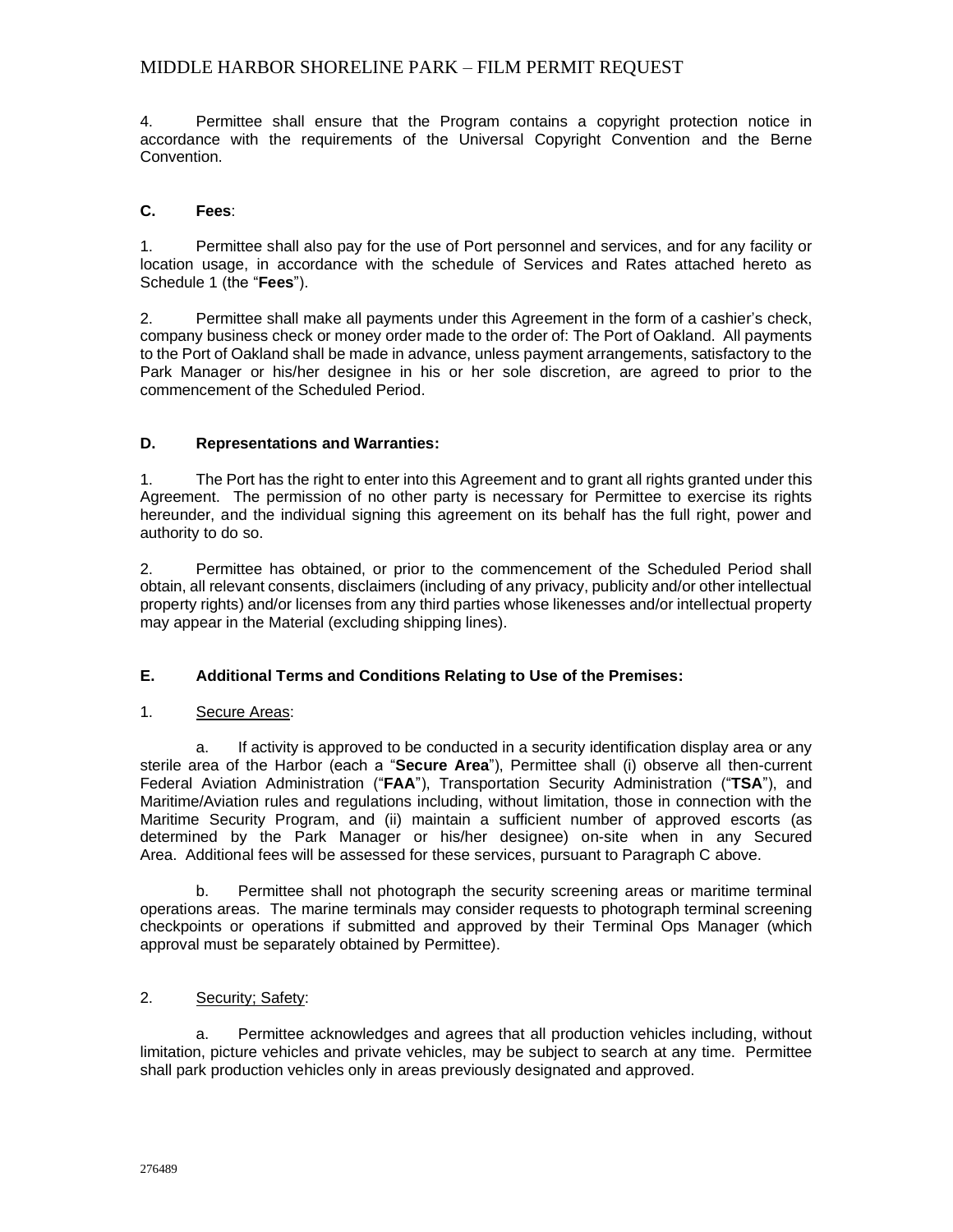4. Permittee shall ensure that the Program contains a copyright protection notice in accordance with the requirements of the Universal Copyright Convention and the Berne Convention.

**C. Fees**:

1. Permittee shall also pay for the use of Port personnel and services, and for any facility or location usage, in accordance with the schedule of Services and Rates attached hereto as Schedule 1 (the "**Fees**").

2. Permittee shall make all payments under this Agreement in the form of a cashier's check, company business check or money order made to the order of: The Port of Oakland. All payments to the Port of Oakland shall be made in advance, unless payment arrangements, satisfactory to the Park Manager or his/her designee in his or her sole discretion, are agreed to prior to the commencement of the Scheduled Period.

**D. Representations and Warranties:**

1. The Port has the right to enter into this Agreement and to grant all rights granted under this Agreement. The permission of no other party is necessary for Permittee to exercise its rights hereunder, and the individual signing this agreement on its behalf has the full right, power and authority to do so.

2. Permittee has obtained, or prior to the commencement of the Scheduled Period shall obtain, all relevant consents, disclaimers (including of any privacy, publicity and/or other intellectual property rights) and/or licenses from any third parties whose likenesses and/or intellectual property may appear in the Material (excluding shipping lines).

**E. Additional Terms and Conditions Relating to Use of the Premises:**

1. Secure Areas:

a. If activity is approved to be conducted in a security identification display area or any sterile area of the Harbor (each a "**Secure Area**"), Permittee shall (i) observe all then-current Federal Aviation Administration ("**FAA**"), Transportation Security Administration ("**TSA**"), and Maritime/Aviation rules and regulations including, without limitation, those in connection with the Maritime Security Program, and (ii) maintain a sufficient number of approved escorts (as determined by the Park Manager or his/her designee) on-site when in any Secured Area. Additional fees will be assessed for these services, pursuant to Paragraph C above.

b. Permittee shall not photograph the security screening areas or maritime terminal operations areas. The marine terminals may consider requests to photograph terminal screening checkpoints or operations if submitted and approved by their Terminal Ops Manager (which approval must be separately obtained by Permittee).

2. Security; Safety:

a. Permittee acknowledges and agrees that all production vehicles including, without limitation, picture vehicles and private vehicles, may be subject to search at any time. Permittee shall park production vehicles only in areas previously designated and approved.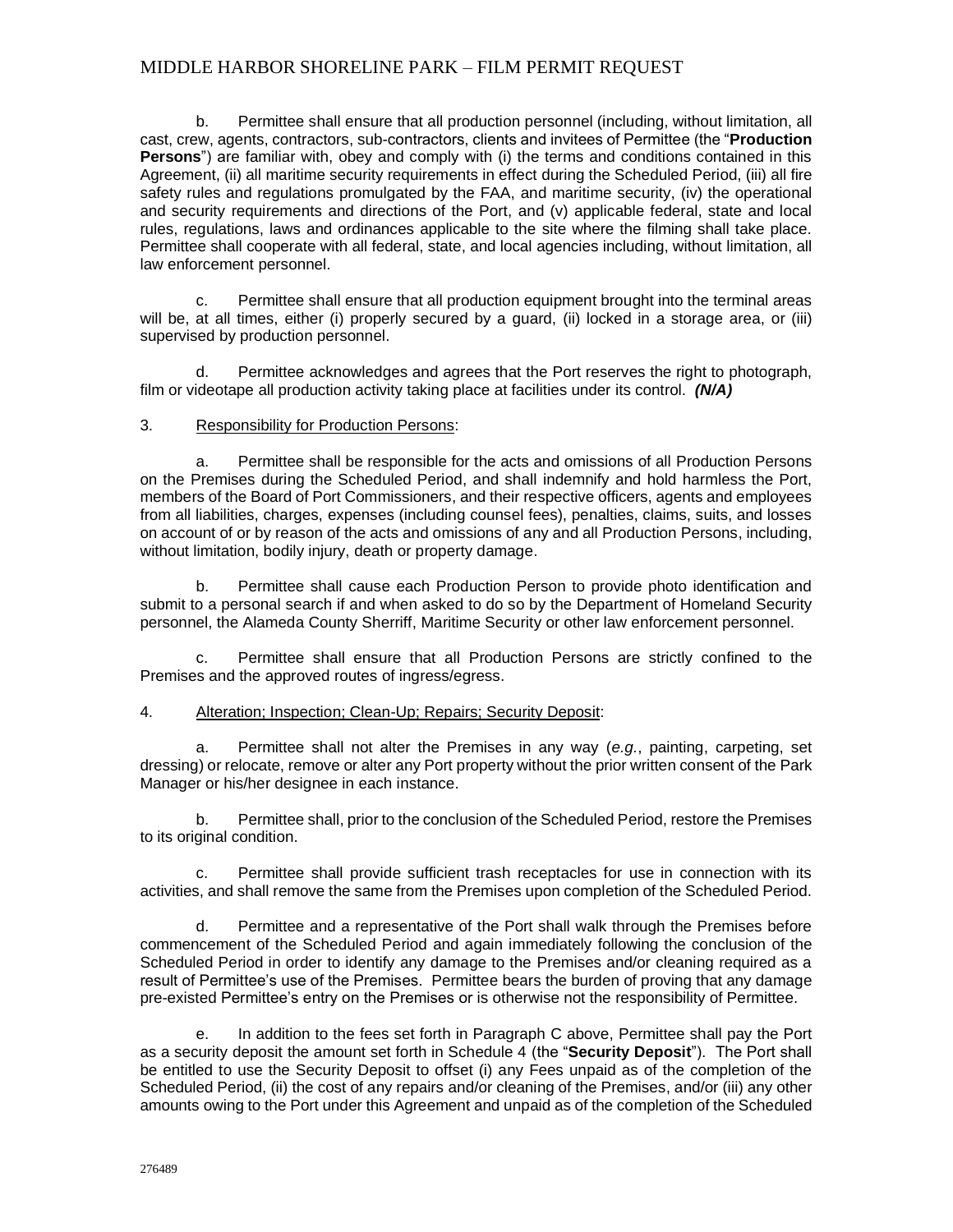b. Permittee shall ensure that all production personnel (including, without limitation, all cast, crew, agents, contractors, sub-contractors, clients and invitees of Permittee (the "**Production Persons**") are familiar with, obey and comply with (i) the terms and conditions contained in this Agreement, (ii) all maritime security requirements in effect during the Scheduled Period, (iii) all fire safety rules and regulations promulgated by the FAA, and maritime security, (iv) the operational and security requirements and directions of the Port, and (v) applicable federal, state and local rules, regulations, laws and ordinances applicable to the site where the filming shall take place. Permittee shall cooperate with all federal, state, and local agencies including, without limitation, all law enforcement personnel.

c. Permittee shall ensure that all production equipment brought into the terminal areas will be, at all times, either (i) properly secured by a guard, (ii) locked in a storage area, or (iii) supervised by production personnel.

d. Permittee acknowledges and agrees that the Port reserves the right to photograph, film or videotape all production activity taking place at facilities under its control. ***(N/A)***

3. <u>Responsibility for Production Persons</u>:

a. Permittee shall be responsible for the acts and omissions of all Production Persons on the Premises during the Scheduled Period, and shall indemnify and hold harmless the Port, members of the Board of Port Commissioners, and their respective officers, agents and employees from all liabilities, charges, expenses (including counsel fees), penalties, claims, suits, and losses on account of or by reason of the acts and omissions of any and all Production Persons, including, without limitation, bodily injury, death or property damage.

b. Permittee shall cause each Production Person to provide photo identification and submit to a personal search if and when asked to do so by the Department of Homeland Security personnel, the Alameda County Sherriff, Maritime Security or other law enforcement personnel.

c. Permittee shall ensure that all Production Persons are strictly confined to the Premises and the approved routes of ingress/egress.

4. <u>Alteration; Inspection; Clean-Up; Repairs; Security Deposit</u>:

a. Permittee shall not alter the Premises in any way (*e.g.*, painting, carpeting, set dressing) or relocate, remove or alter any Port property without the prior written consent of the Park Manager or his/her designee in each instance.

b. Permittee shall, prior to the conclusion of the Scheduled Period, restore the Premises to its original condition.

c. Permittee shall provide sufficient trash receptacles for use in connection with its activities, and shall remove the same from the Premises upon completion of the Scheduled Period.

d. Permittee and a representative of the Port shall walk through the Premises before commencement of the Scheduled Period and again immediately following the conclusion of the Scheduled Period in order to identify any damage to the Premises and/or cleaning required as a result of Permittee's use of the Premises. Permittee bears the burden of proving that any damage pre-existed Permittee's entry on the Premises or is otherwise not the responsibility of Permittee.

e. In addition to the fees set forth in Paragraph C above, Permittee shall pay the Port as a security deposit the amount set forth in Schedule 4 (the "**Security Deposit**"). The Port shall be entitled to use the Security Deposit to offset (i) any Fees unpaid as of the completion of the Scheduled Period, (ii) the cost of any repairs and/or cleaning of the Premises, and/or (iii) any other amounts owing to the Port under this Agreement and unpaid as of the completion of the Scheduled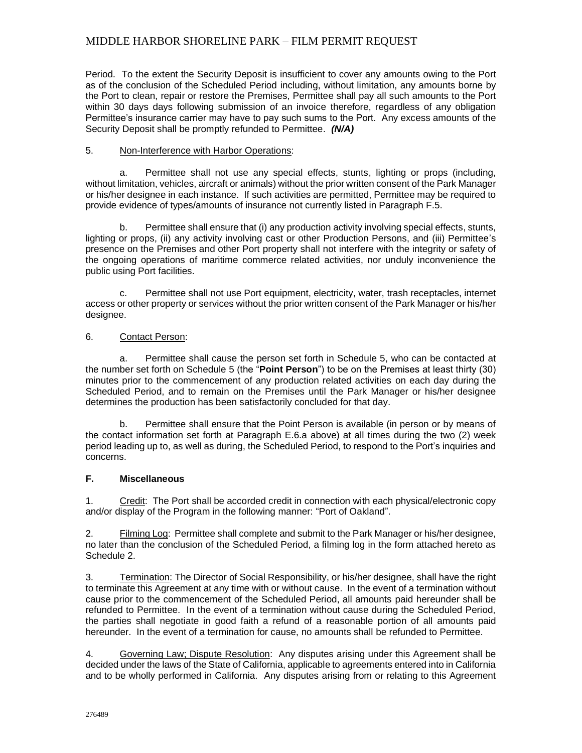Period. To the extent the Security Deposit is insufficient to cover any amounts owing to the Port as of the conclusion of the Scheduled Period including, without limitation, any amounts borne by the Port to clean, repair or restore the Premises, Permittee shall pay all such amounts to the Port within 30 days days following submission of an invoice therefore, regardless of any obligation Permittee's insurance carrier may have to pay such sums to the Port. Any excess amounts of the Security Deposit shall be promptly refunded to Permittee. ***(N/A)***

5. Non-Interference with Harbor Operations:

a. Permittee shall not use any special effects, stunts, lighting or props (including, without limitation, vehicles, aircraft or animals) without the prior written consent of the Park Manager or his/her designee in each instance. If such activities are permitted, Permittee may be required to provide evidence of types/amounts of insurance not currently listed in Paragraph F.5.

b. Permittee shall ensure that (i) any production activity involving special effects, stunts, lighting or props, (ii) any activity involving cast or other Production Persons, and (iii) Permittee's presence on the Premises and other Port property shall not interfere with the integrity or safety of the ongoing operations of maritime commerce related activities, nor unduly inconvenience the public using Port facilities.

c. Permittee shall not use Port equipment, electricity, water, trash receptacles, internet access or other property or services without the prior written consent of the Park Manager or his/her designee.

6. Contact Person:

a. Permittee shall cause the person set forth in Schedule 5, who can be contacted at the number set forth on Schedule 5 (the "**Point Person**") to be on the Premises at least thirty (30) minutes prior to the commencement of any production related activities on each day during the Scheduled Period, and to remain on the Premises until the Park Manager or his/her designee determines the production has been satisfactorily concluded for that day.

b. Permittee shall ensure that the Point Person is available (in person or by means of the contact information set forth at Paragraph E.6.a above) at all times during the two (2) week period leading up to, as well as during, the Scheduled Period, to respond to the Port's inquiries and concerns.

**F. Miscellaneous**

1. Credit: The Port shall be accorded credit in connection with each physical/electronic copy and/or display of the Program in the following manner: "Port of Oakland".

2. Filming Log: Permittee shall complete and submit to the Park Manager or his/her designee, no later than the conclusion of the Scheduled Period, a filming log in the form attached hereto as Schedule 2.

3. Termination: The Director of Social Responsibility, or his/her designee, shall have the right to terminate this Agreement at any time with or without cause. In the event of a termination without cause prior to the commencement of the Scheduled Period, all amounts paid hereunder shall be refunded to Permittee. In the event of a termination without cause during the Scheduled Period, the parties shall negotiate in good faith a refund of a reasonable portion of all amounts paid hereunder. In the event of a termination for cause, no amounts shall be refunded to Permittee.

4. Governing Law; Dispute Resolution: Any disputes arising under this Agreement shall be decided under the laws of the State of California, applicable to agreements entered into in California and to be wholly performed in California. Any disputes arising from or relating to this Agreement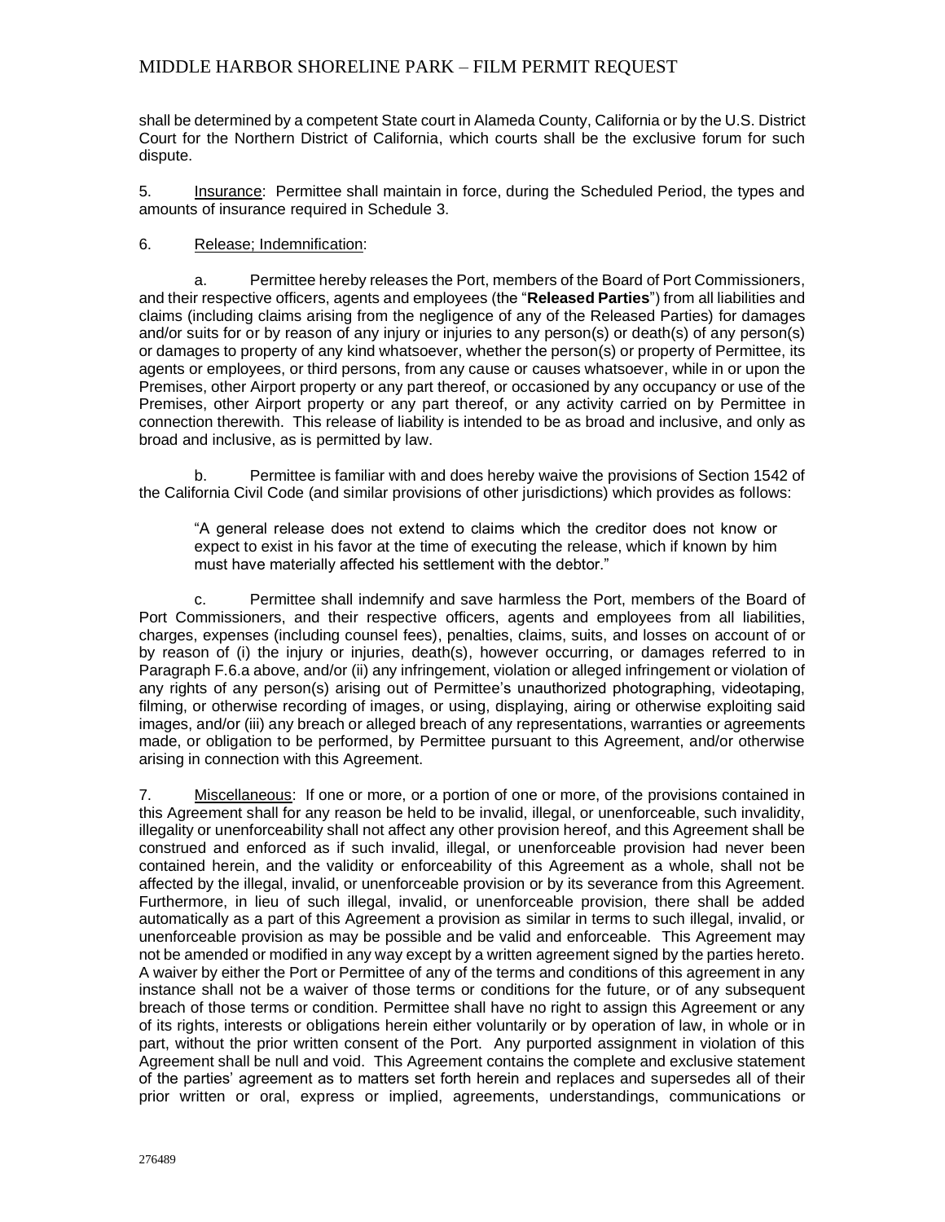shall be determined by a competent State court in Alameda County, California or by the U.S. District Court for the Northern District of California, which courts shall be the exclusive forum for such dispute.

5. Insurance: Permittee shall maintain in force, during the Scheduled Period, the types and amounts of insurance required in Schedule 3.

6. Release; Indemnification:

a. Permittee hereby releases the Port, members of the Board of Port Commissioners, and their respective officers, agents and employees (the "**Released Parties**") from all liabilities and claims (including claims arising from the negligence of any of the Released Parties) for damages and/or suits for or by reason of any injury or injuries to any person(s) or death(s) of any person(s) or damages to property of any kind whatsoever, whether the person(s) or property of Permittee, its agents or employees, or third persons, from any cause or causes whatsoever, while in or upon the Premises, other Airport property or any part thereof, or occasioned by any occupancy or use of the Premises, other Airport property or any part thereof, or any activity carried on by Permittee in connection therewith. This release of liability is intended to be as broad and inclusive, and only as broad and inclusive, as is permitted by law.

b. Permittee is familiar with and does hereby waive the provisions of Section 1542 of the California Civil Code (and similar provisions of other jurisdictions) which provides as follows:

> "A general release does not extend to claims which the creditor does not know or expect to exist in his favor at the time of executing the release, which if known by him must have materially affected his settlement with the debtor."

c. Permittee shall indemnify and save harmless the Port, members of the Board of Port Commissioners, and their respective officers, agents and employees from all liabilities, charges, expenses (including counsel fees), penalties, claims, suits, and losses on account of or by reason of (i) the injury or injuries, death(s), however occurring, or damages referred to in Paragraph F.6.a above, and/or (ii) any infringement, violation or alleged infringement or violation of any rights of any person(s) arising out of Permittee's unauthorized photographing, videotaping, filming, or otherwise recording of images, or using, displaying, airing or otherwise exploiting said images, and/or (iii) any breach or alleged breach of any representations, warranties or agreements made, or obligation to be performed, by Permittee pursuant to this Agreement, and/or otherwise arising in connection with this Agreement.

7. Miscellaneous: If one or more, or a portion of one or more, of the provisions contained in this Agreement shall for any reason be held to be invalid, illegal, or unenforceable, such invalidity, illegality or unenforceability shall not affect any other provision hereof, and this Agreement shall be construed and enforced as if such invalid, illegal, or unenforceable provision had never been contained herein, and the validity or enforceability of this Agreement as a whole, shall not be affected by the illegal, invalid, or unenforceable provision or by its severance from this Agreement. Furthermore, in lieu of such illegal, invalid, or unenforceable provision, there shall be added automatically as a part of this Agreement a provision as similar in terms to such illegal, invalid, or unenforceable provision as may be possible and be valid and enforceable. This Agreement may not be amended or modified in any way except by a written agreement signed by the parties hereto. A waiver by either the Port or Permittee of any of the terms and conditions of this agreement in any instance shall not be a waiver of those terms or conditions for the future, or of any subsequent breach of those terms or condition. Permittee shall have no right to assign this Agreement or any of its rights, interests or obligations herein either voluntarily or by operation of law, in whole or in part, without the prior written consent of the Port. Any purported assignment in violation of this Agreement shall be null and void. This Agreement contains the complete and exclusive statement of the parties' agreement as to matters set forth herein and replaces and supersedes all of their prior written or oral, express or implied, agreements, understandings, communications or

276489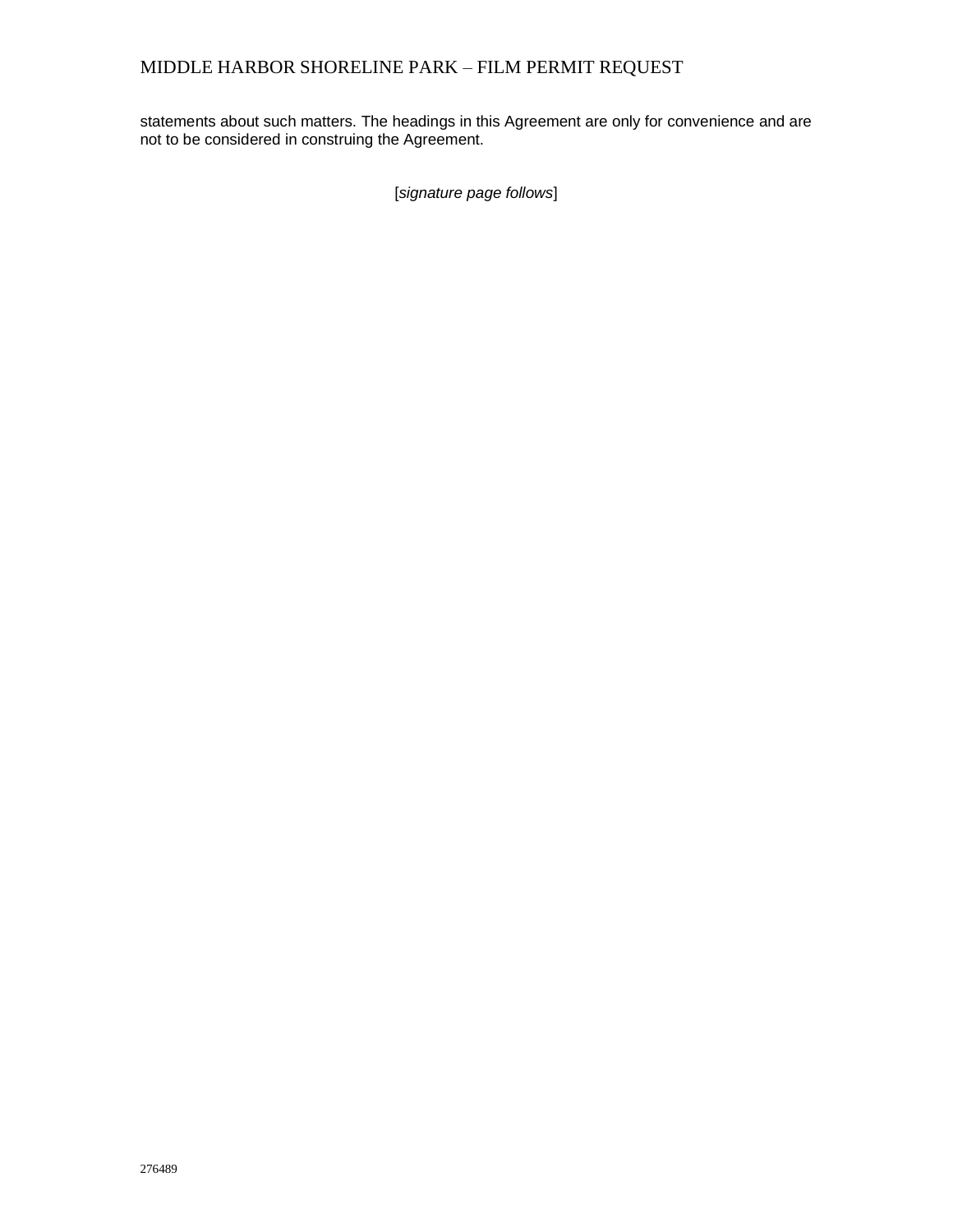statements about such matters. The headings in this Agreement are only for convenience and are not to be considered in construing the Agreement.

[*signature page follows*]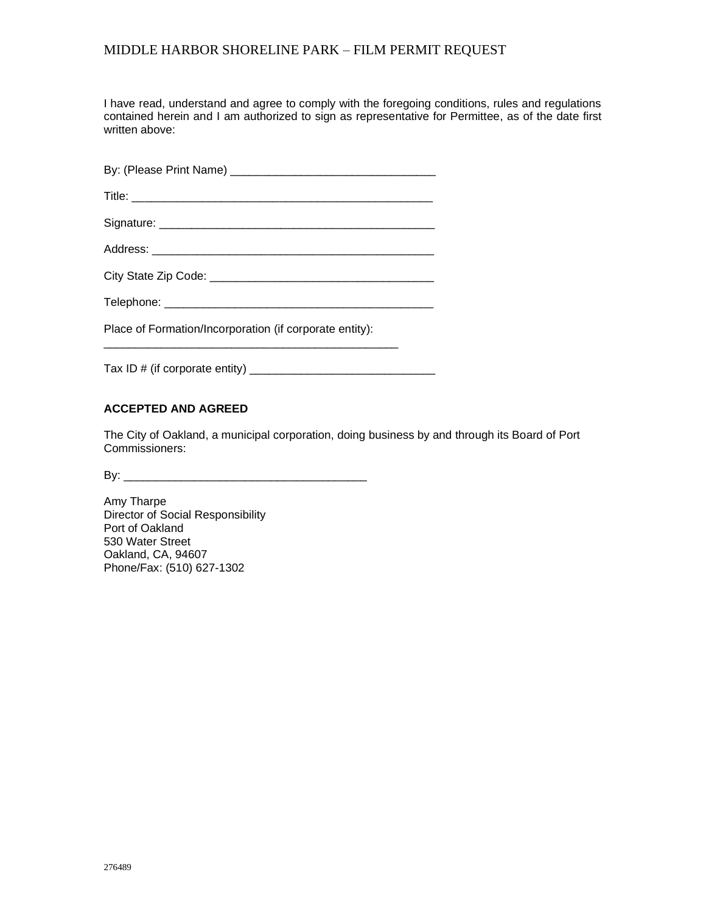I have read, understand and agree to comply with the foregoing conditions, rules and regulations contained herein and I am authorized to sign as representative for Permittee, as of the date first written above:

By: (Please Print Name) _______________________________

Title: _______________________________________________

Signature: ___________________________________________

Address: ____________________________________________

City State Zip Code: __________________________________

Telephone: __________________________________________

Place of Formation/Incorporation (if corporate entity):
_______________________________________________

Tax ID # (if corporate entity) ____________________________

**ACCEPTED AND AGREED**

The City of Oakland, a municipal corporation, doing business by and through its Board of Port Commissioners:

By: _____________________________________

Amy Tharpe
Director of Social Responsibility
Port of Oakland
530 Water Street
Oakland, CA, 94607
Phone/Fax: (510) 627-1302

276489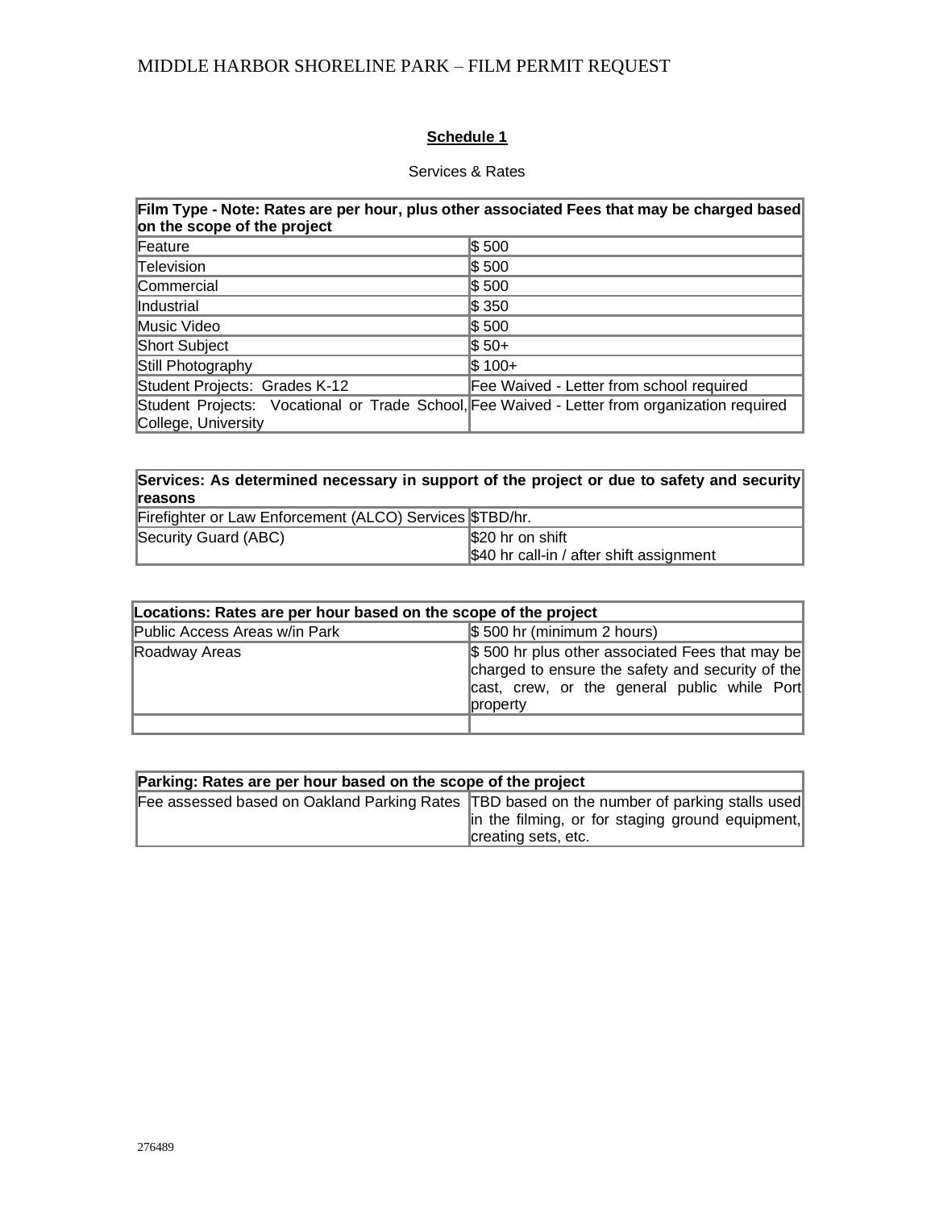## Schedule 1

Services & Rates

| Film Type - Note: Rates are per hour, plus other associated Fees that may be charged based on the scope of the project | |
|---|---|
| Feature | $ 500 |
| Television | $ 500 |
| Commercial | $ 500 |
| Industrial | $ 350 |
| Music Video | $ 500 |
| Short Subject | $ 50+ |
| Still Photography | $ 100+ |
| Student Projects: Grades K-12 | Fee Waived - Letter from school required |
| Student Projects: Vocational or Trade School, College, University | Fee Waived - Letter from organization required |

| Services: As determined necessary in support of the project or due to safety and security reasons | |
|---|---|
| Firefighter or Law Enforcement (ALCO) Services | $TBD/hr. |
| Security Guard (ABC) | $20 hr on shift<br>$40 hr call-in / after shift assignment |

| Locations: Rates are per hour based on the scope of the project | |
|---|---|
| Public Access Areas w/in Park | $ 500 hr (minimum 2 hours) |
| Roadway Areas | $ 500 hr plus other associated Fees that may be charged to ensure the safety and security of the cast, crew, or the general public while Port property |
| | |

| Parking: Rates are per hour based on the scope of the project | |
|---|---|
| Fee assessed based on Oakland Parking Rates | TBD based on the number of parking stalls used in the filming, or for staging ground equipment, creating sets, etc. |

276489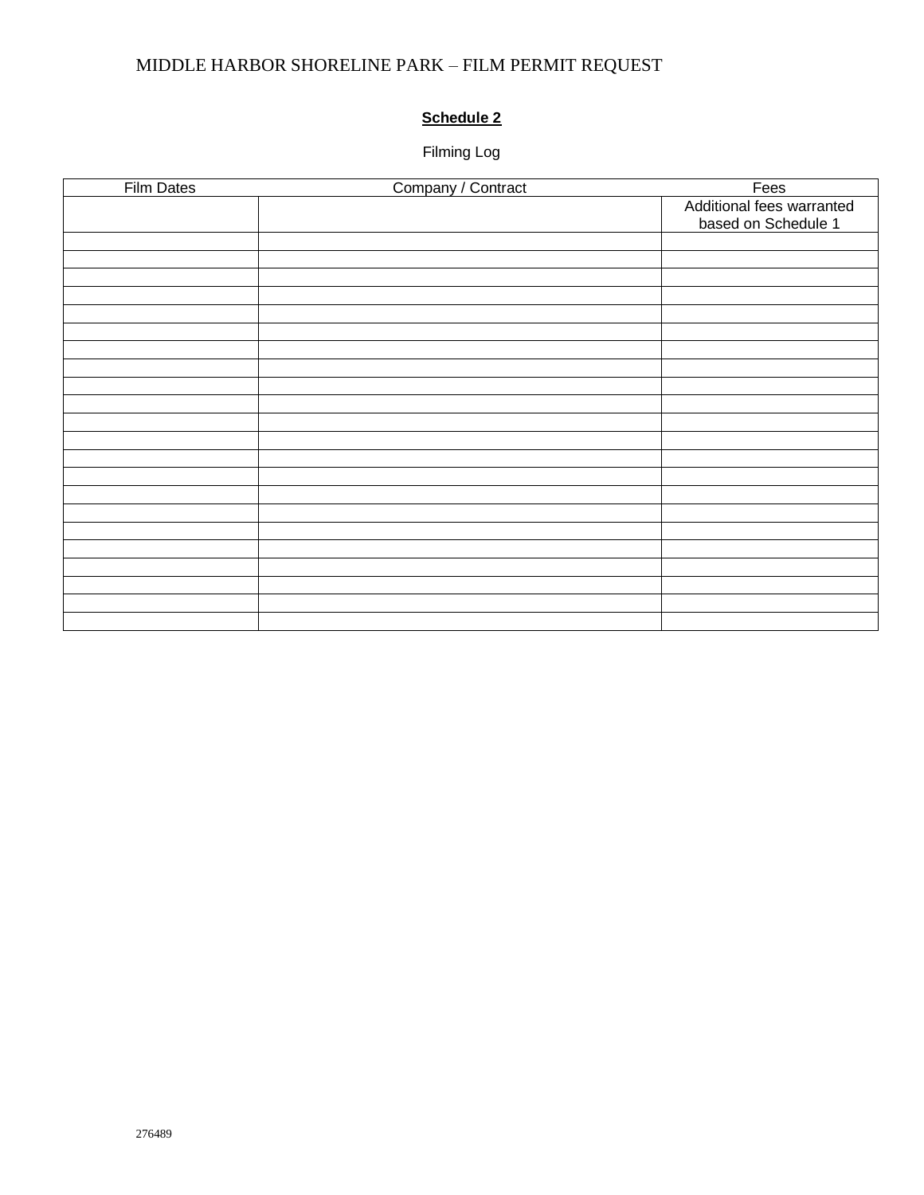# MIDDLE HARBOR SHORELINE PARK – FILM PERMIT REQUEST

## **Schedule 2**

Filming Log

| Film Dates | Company / Contract | Fees |
|---|---|---|
| | | Additional fees warranted based on Schedule 1 |
| | | |
| | | |
| | | |
| | | |
| | | |
| | | |
| | | |
| | | |
| | | |
| | | |
| | | |
| | | |
| | | |
| | | |
| | | |
| | | |
| | | |
| | | |
| | | |
| | | |
| | | |
| | | |

276489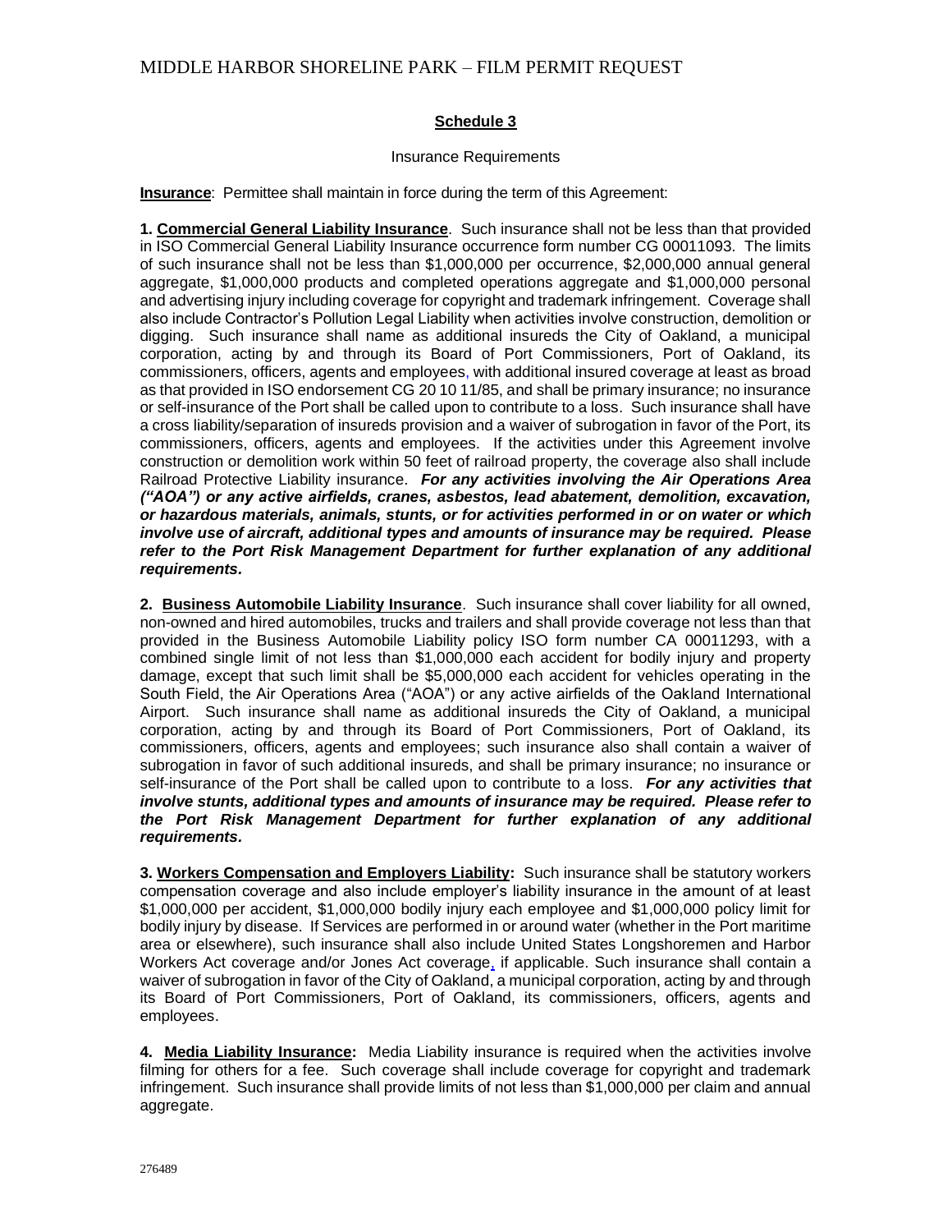## Schedule 3

Insurance Requirements

**Insurance**: Permittee shall maintain in force during the term of this Agreement:

**1. Commercial General Liability Insurance**. Such insurance shall not be less than that provided in ISO Commercial General Liability Insurance occurrence form number CG 00011093. The limits of such insurance shall not be less than $1,000,000 per occurrence, $2,000,000 annual general aggregate, $1,000,000 products and completed operations aggregate and $1,000,000 personal and advertising injury including coverage for copyright and trademark infringement. Coverage shall also include Contractor's Pollution Legal Liability when activities involve construction, demolition or digging. Such insurance shall name as additional insureds the City of Oakland, a municipal corporation, acting by and through its Board of Port Commissioners, Port of Oakland, its commissioners, officers, agents and employees, with additional insured coverage at least as broad as that provided in ISO endorsement CG 20 10 11/85, and shall be primary insurance; no insurance or self-insurance of the Port shall be called upon to contribute to a loss. Such insurance shall have a cross liability/separation of insureds provision and a waiver of subrogation in favor of the Port, its commissioners, officers, agents and employees. If the activities under this Agreement involve construction or demolition work within 50 feet of railroad property, the coverage also shall include Railroad Protective Liability insurance. ***For any activities involving the Air Operations Area ("AOA") or any active airfields, cranes, asbestos, lead abatement, demolition, excavation, or hazardous materials, animals, stunts, or for activities performed in or on water or which involve use of aircraft, additional types and amounts of insurance may be required. Please refer to the Port Risk Management Department for further explanation of any additional requirements.***

**2. Business Automobile Liability Insurance**. Such insurance shall cover liability for all owned, non-owned and hired automobiles, trucks and trailers and shall provide coverage not less than that provided in the Business Automobile Liability policy ISO form number CA 00011293, with a combined single limit of not less than $1,000,000 each accident for bodily injury and property damage, except that such limit shall be $5,000,000 each accident for vehicles operating in the South Field, the Air Operations Area ("AOA") or any active airfields of the Oakland International Airport. Such insurance shall name as additional insureds the City of Oakland, a municipal corporation, acting by and through its Board of Port Commissioners, Port of Oakland, its commissioners, officers, agents and employees; such insurance also shall contain a waiver of subrogation in favor of such additional insureds, and shall be primary insurance; no insurance or self-insurance of the Port shall be called upon to contribute to a loss. ***For any activities that involve stunts, additional types and amounts of insurance may be required. Please refer to the Port Risk Management Department for further explanation of any additional requirements.***

**3. Workers Compensation and Employers Liability:** Such insurance shall be statutory workers compensation coverage and also include employer's liability insurance in the amount of at least $1,000,000 per accident, $1,000,000 bodily injury each employee and $1,000,000 policy limit for bodily injury by disease. If Services are performed in or around water (whether in the Port maritime area or elsewhere), such insurance shall also include United States Longshoremen and Harbor Workers Act coverage and/or Jones Act coverage, if applicable. Such insurance shall contain a waiver of subrogation in favor of the City of Oakland, a municipal corporation, acting by and through its Board of Port Commissioners, Port of Oakland, its commissioners, officers, agents and employees.

**4. Media Liability Insurance:** Media Liability insurance is required when the activities involve filming for others for a fee. Such coverage shall include coverage for copyright and trademark infringement. Such insurance shall provide limits of not less than $1,000,000 per claim and annual aggregate.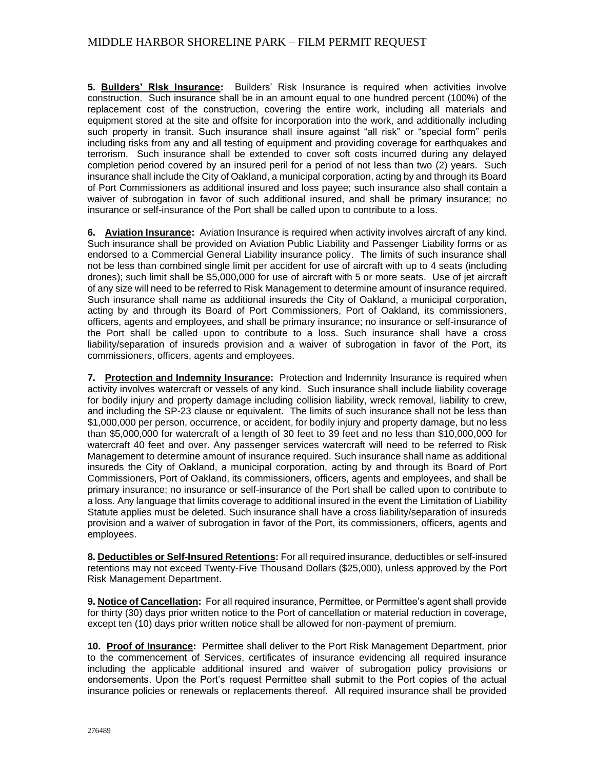**5. Builders' Risk Insurance:** Builders' Risk Insurance is required when activities involve construction. Such insurance shall be in an amount equal to one hundred percent (100%) of the replacement cost of the construction, covering the entire work, including all materials and equipment stored at the site and offsite for incorporation into the work, and additionally including such property in transit. Such insurance shall insure against "all risk" or "special form" perils including risks from any and all testing of equipment and providing coverage for earthquakes and terrorism. Such insurance shall be extended to cover soft costs incurred during any delayed completion period covered by an insured peril for a period of not less than two (2) years. Such insurance shall include the City of Oakland, a municipal corporation, acting by and through its Board of Port Commissioners as additional insured and loss payee; such insurance also shall contain a waiver of subrogation in favor of such additional insured, and shall be primary insurance; no insurance or self-insurance of the Port shall be called upon to contribute to a loss.

**6. Aviation Insurance:** Aviation Insurance is required when activity involves aircraft of any kind. Such insurance shall be provided on Aviation Public Liability and Passenger Liability forms or as endorsed to a Commercial General Liability insurance policy. The limits of such insurance shall not be less than combined single limit per accident for use of aircraft with up to 4 seats (including drones); such limit shall be $5,000,000 for use of aircraft with 5 or more seats. Use of jet aircraft of any size will need to be referred to Risk Management to determine amount of insurance required. Such insurance shall name as additional insureds the City of Oakland, a municipal corporation, acting by and through its Board of Port Commissioners, Port of Oakland, its commissioners, officers, agents and employees, and shall be primary insurance; no insurance or self-insurance of the Port shall be called upon to contribute to a loss. Such insurance shall have a cross liability/separation of insureds provision and a waiver of subrogation in favor of the Port, its commissioners, officers, agents and employees.

**7. Protection and Indemnity Insurance:** Protection and Indemnity Insurance is required when activity involves watercraft or vessels of any kind. Such insurance shall include liability coverage for bodily injury and property damage including collision liability, wreck removal, liability to crew, and including the SP-23 clause or equivalent. The limits of such insurance shall not be less than $1,000,000 per person, occurrence, or accident, for bodily injury and property damage, but no less than $5,000,000 for watercraft of a length of 30 feet to 39 feet and no less than $10,000,000 for watercraft 40 feet and over. Any passenger services watercraft will need to be referred to Risk Management to determine amount of insurance required. Such insurance shall name as additional insureds the City of Oakland, a municipal corporation, acting by and through its Board of Port Commissioners, Port of Oakland, its commissioners, officers, agents and employees, and shall be primary insurance; no insurance or self-insurance of the Port shall be called upon to contribute to a loss. Any language that limits coverage to additional insured in the event the Limitation of Liability Statute applies must be deleted. Such insurance shall have a cross liability/separation of insureds provision and a waiver of subrogation in favor of the Port, its commissioners, officers, agents and employees.

**8. Deductibles or Self-Insured Retentions:** For all required insurance, deductibles or self-insured retentions may not exceed Twenty-Five Thousand Dollars ($25,000), unless approved by the Port Risk Management Department.

**9. Notice of Cancellation:** For all required insurance, Permittee, or Permittee's agent shall provide for thirty (30) days prior written notice to the Port of cancellation or material reduction in coverage, except ten (10) days prior written notice shall be allowed for non-payment of premium.

**10. Proof of Insurance:** Permittee shall deliver to the Port Risk Management Department, prior to the commencement of Services, certificates of insurance evidencing all required insurance including the applicable additional insured and waiver of subrogation policy provisions or endorsements. Upon the Port's request Permittee shall submit to the Port copies of the actual insurance policies or renewals or replacements thereof. All required insurance shall be provided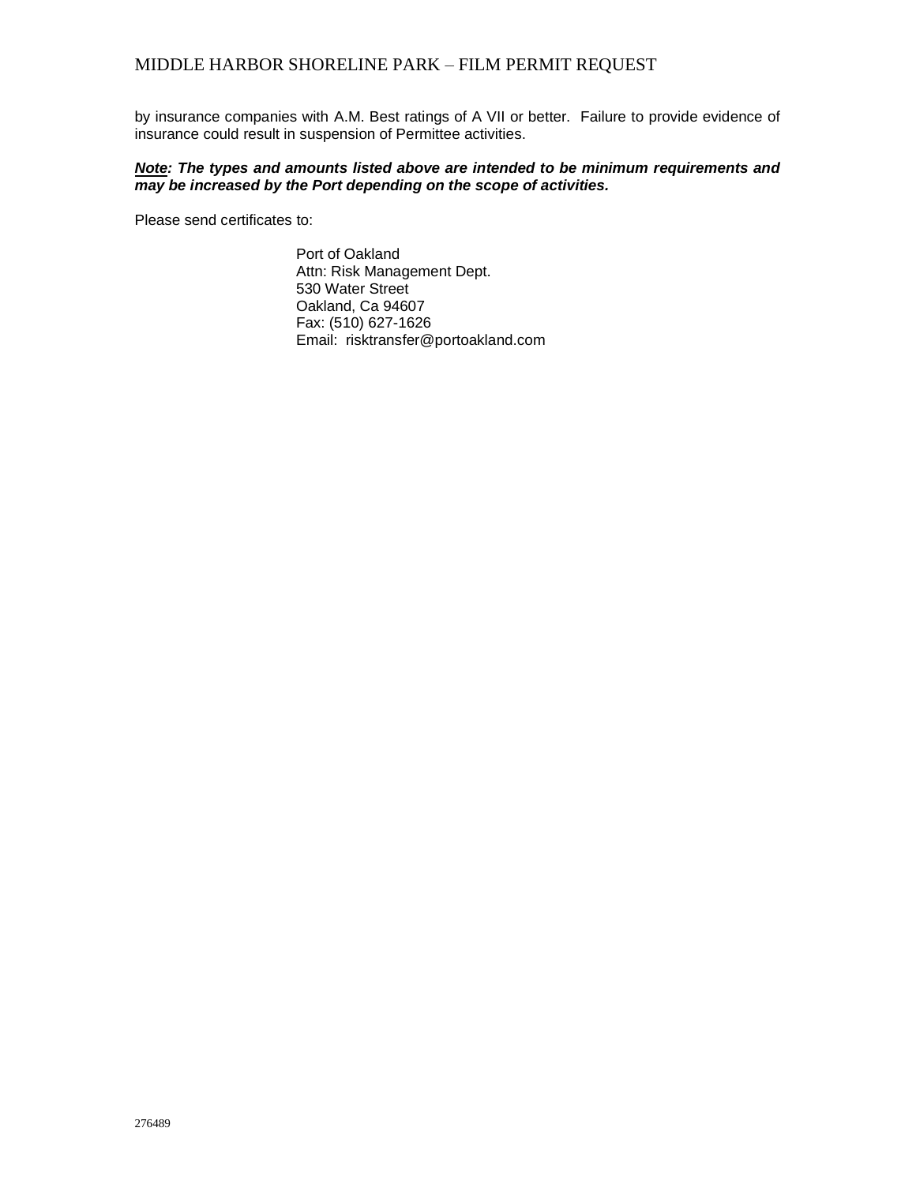by insurance companies with A.M. Best ratings of A VII or better. Failure to provide evidence of insurance could result in suspension of Permittee activities.

***<u>Note</u>: The types and amounts listed above are intended to be minimum requirements and may be increased by the Port depending on the scope of activities.***

Please send certificates to:

Port of Oakland
Attn: Risk Management Dept.
530 Water Street
Oakland, Ca 94607
Fax: (510) 627-1626
Email: risktransfer@portoakland.com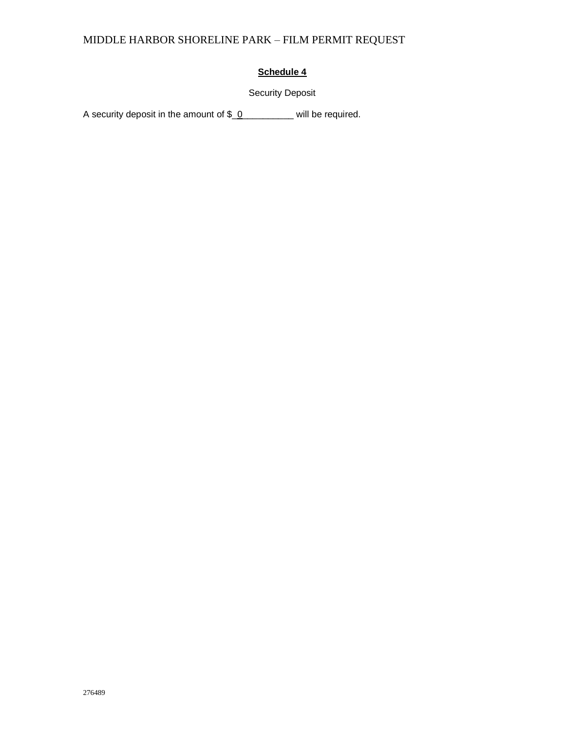## **Schedule 4**

Security Deposit

A security deposit in the amount of $_0__________ will be required.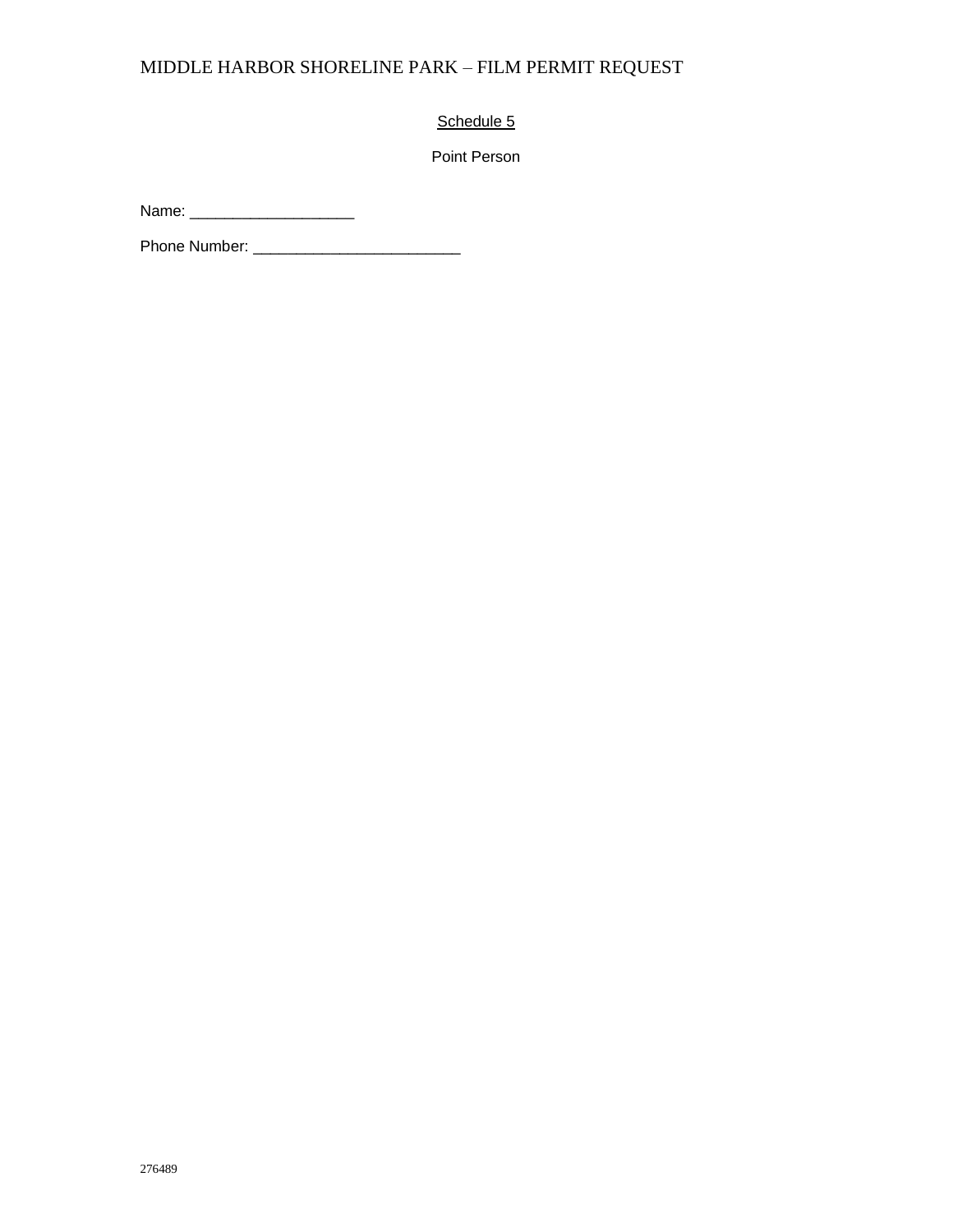Schedule 5

Point Person

Name: ___________________

Phone Number: ________________________